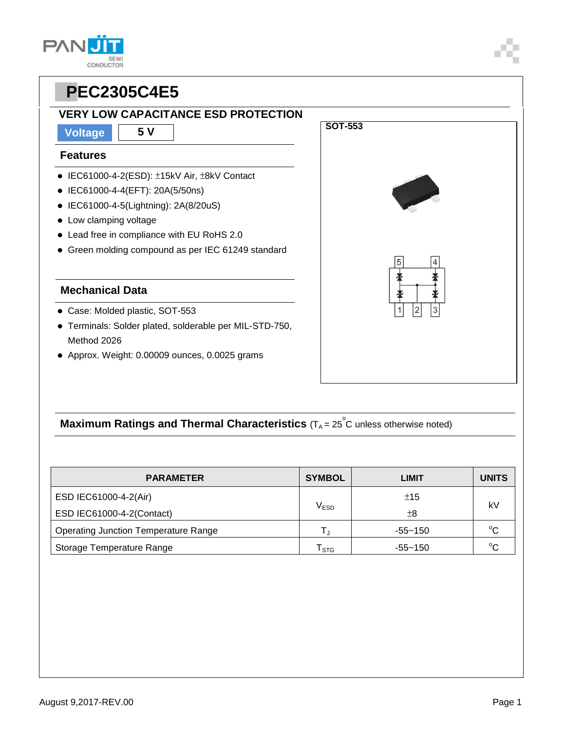# PEC2305C4E5

## VERY LOW CAPACITANCE ESD PROTECTION

| Voltage | 5 V |
|---|---|

SOT-553

5 4

1 2 3

### Features

- IEC61000-4-2(ESD): ±15kV Air, ±8kV Contact
- IEC61000-4-4(EFT): 20A(5/50ns)
- IEC61000-4-5(Lightning): 2A(8/20uS)
- Low clamping voltage
- Lead free in compliance with EU RoHS 2.0
- Green molding compound as per IEC 61249 standard

### Mechanical Data

- Case: Molded plastic, SOT-553
- Terminals: Solder plated, solderable per MIL-STD-750, Method 2026
- Approx. Weight: 0.00009 ounces, 0.0025 grams

### Maximum Ratings and Thermal Characteristics ($T_A$ = 25 $^oC$ unless otherwise noted)

| PARAMETER | SYMBOL | LIMIT | UNITS |
|---|---|---|---|
| ESD IEC61000-4-2(Air) | $V_{ESD}$ | ±15 | kV |
| ESD IEC61000-4-2(Contact) | | ±8 | |
| Operating Junction Temperature Range | $T_J$ | -55~150 | $^oC$ |
| Storage Temperature Range | $T_{STG}$ | -55~150 | $^oC$ |

August 9,2017-REV.00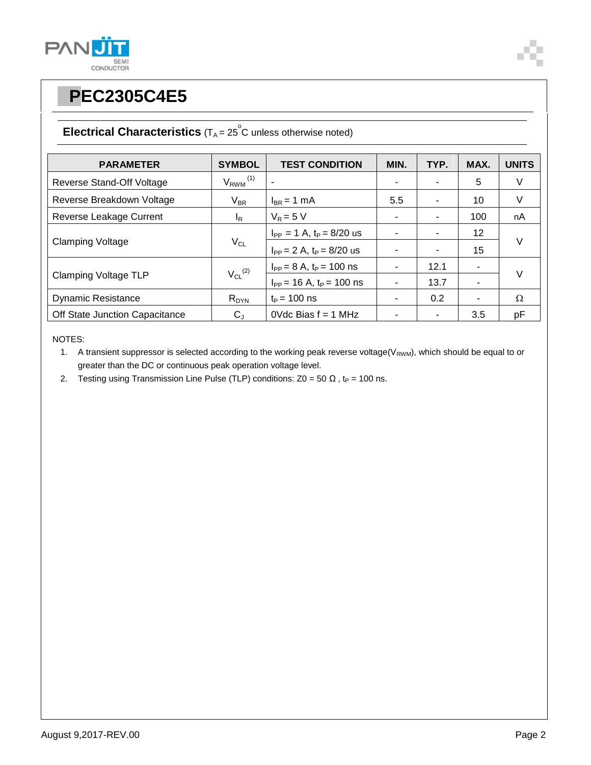# PEC2305C4E5

## Electrical Characteristics ($T_A = 25^{\circ}C$ unless otherwise noted)

| PARAMETER | SYMBOL | TEST CONDITION | MIN. | TYP. | MAX. | UNITS |
|---|---|---|---|---|---|---|
| Reverse Stand-Off Voltage | $V_{RWM}$ (1) | - | - | - | 5 | V |
| Reverse Breakdown Voltage | $V_{BR}$ | $I_{BR}$ = 1 mA | 5.5 | - | 10 | V |
| Reverse Leakage Current | $I_R$ | $V_R$ = 5 V | - | - | 100 | nA |
| Clamping Voltage | $V_{CL}$ | $I_{PP}$ = 1 A, $t_P$ = 8/20 us | - | - | 12 | V |
| | | $I_{PP}$ = 2 A, $t_P$ = 8/20 us | - | - | 15 | |
| Clamping Voltage TLP | $V_{CL}$ (2) | $I_{PP}$ = 8 A, $t_P$ = 100 ns | - | 12.1 | - | V |
| | | $I_{PP}$ = 16 A, $t_P$ = 100 ns | - | 13.7 | - | |
| Dynamic Resistance | $R_{DYN}$ | $t_P$ = 100 ns | - | 0.2 | - | Ω |
| Off State Junction Capacitance | $C_J$ | 0Vdc Bias f = 1 MHz | - | - | 3.5 | pF |

NOTES:

1. A transient suppressor is selected according to the working peak reverse voltage($V_{RWM}$), which should be equal to or greater than the DC or continuous peak operation voltage level.
2. Testing using Transmission Line Pulse (TLP) conditions: Z0 = 50 Ω , $t_P$ = 100 ns.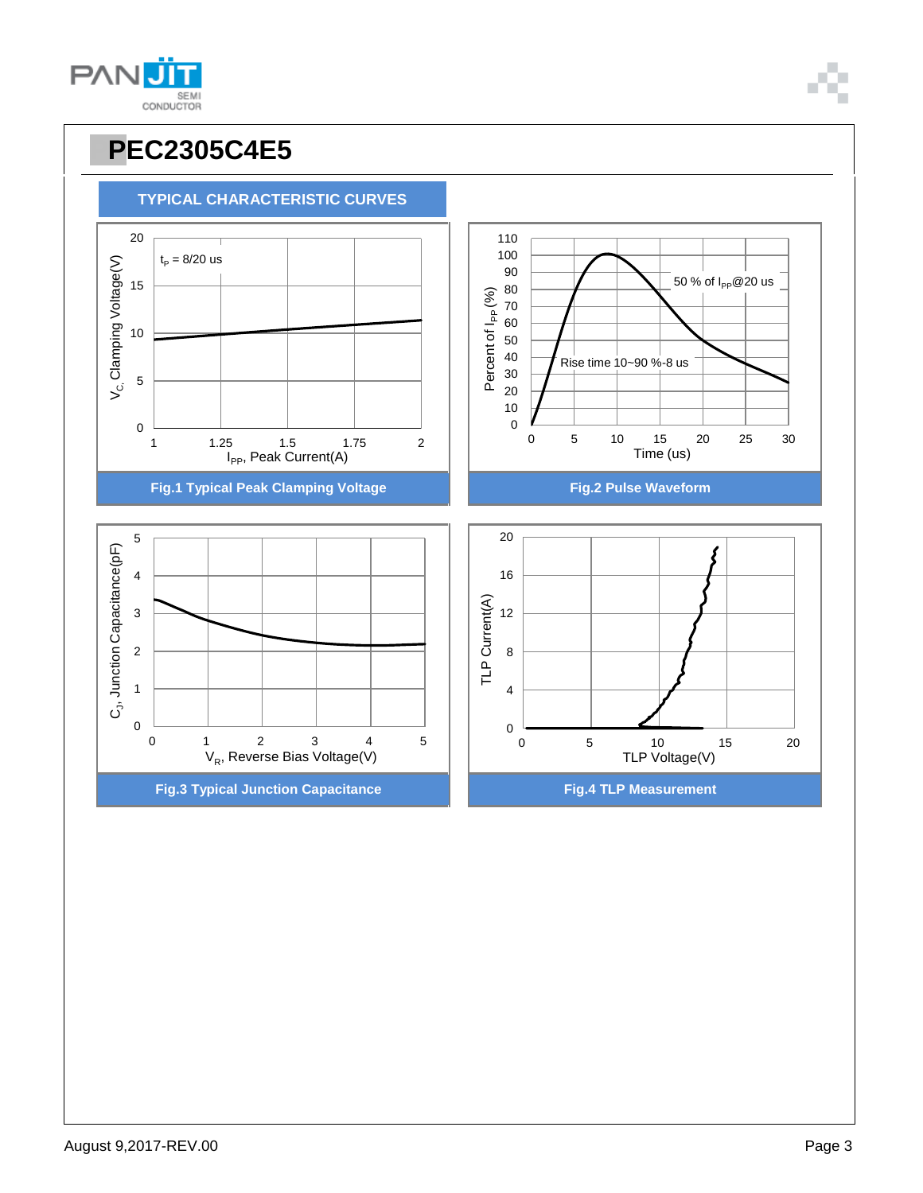# PEC2305C4E5

## TYPICAL CHARACTERISTIC CURVES

$t_P$ = 8/20 us

$V_C$, Clamping Voltage(V)

$I_{PP}$, Peak Current(A)

**Fig.1 Typical Peak Clamping Voltage**

50 % of $I_{PP}$@20 us

Rise time 10~90 %-8 us

Percent of $I_{PP}$ (%)

Time (us)

**Fig.2 Pulse Waveform**

$C_J$, Junction Capacitance(pF)

$V_R$, Reverse Bias Voltage(V)

**Fig.3 Typical Junction Capacitance**

TLP Current(A)

TLP Voltage(V)

**Fig.4 TLP Measurement**

August 9,2017-REV.00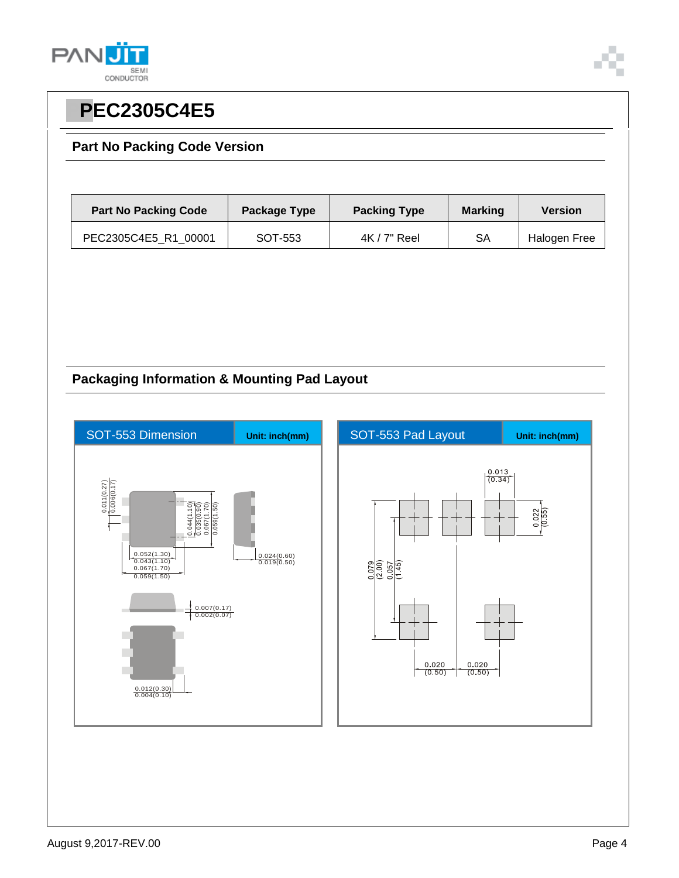# PEC2305C4E5

## Part No Packing Code Version

| Part No Packing Code | Package Type | Packing Type | Marking | Version |
|---|---|---|---|---|
| PEC2305C4E5_R1_00001 | SOT-553 | 4K / 7" Reel | SA | Halogen Free |

## Packaging Information & Mounting Pad Layout

**SOT-553 Dimension** Unit: inch(mm)

0.011(0.27)
0.006(0.17)

0.044(1.10)
0.035(0.90)
0.067(1.70)
0.059(1.50)

0.052(1.30)
0.043(1.10)
0.067(1.70)
0.059(1.50)

0.024(0.60)
0.019(0.50)

0.007(0.17)
0.002(0.07)

0.012(0.30)
0.004(0.10)

**SOT-553 Pad Layout** Unit: inch(mm)

0.013
(0.34)

0.022
(0.55)

0.079
(2.00)

0.057
(1.45)

0.020
(0.50)

0.020
(0.50)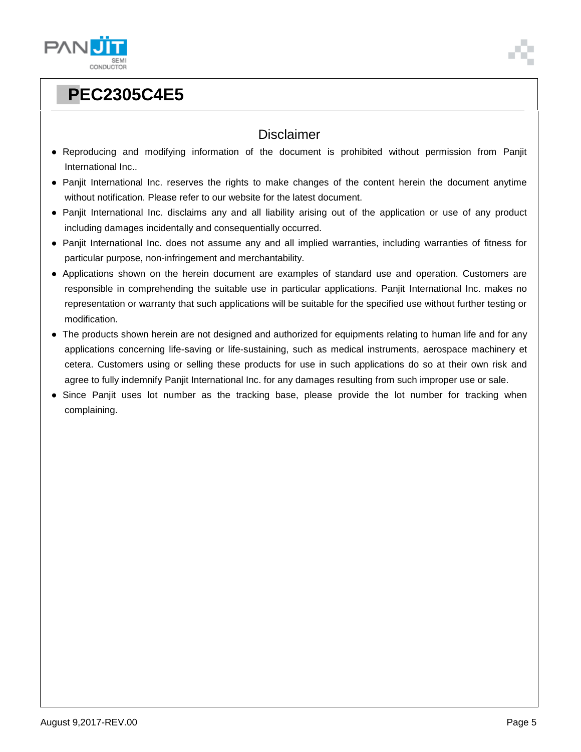# PEC2305C4E5

## Disclaimer

- Reproducing and modifying information of the document is prohibited without permission from Panjit International Inc..
- Panjit International Inc. reserves the rights to make changes of the content herein the document anytime without notification. Please refer to our website for the latest document.
- Panjit International Inc. disclaims any and all liability arising out of the application or use of any product including damages incidentally and consequentially occurred.
- Panjit International Inc. does not assume any and all implied warranties, including warranties of fitness for particular purpose, non-infringement and merchantability.
- Applications shown on the herein document are examples of standard use and operation. Customers are responsible in comprehending the suitable use in particular applications. Panjit International Inc. makes no representation or warranty that such applications will be suitable for the specified use without further testing or modification.
- The products shown herein are not designed and authorized for equipments relating to human life and for any applications concerning life-saving or life-sustaining, such as medical instruments, aerospace machinery et cetera. Customers using or selling these products for use in such applications do so at their own risk and agree to fully indemnify Panjit International Inc. for any damages resulting from such improper use or sale.
- Since Panjit uses lot number as the tracking base, please provide the lot number for tracking when complaining.

August 9,2017-REV.00